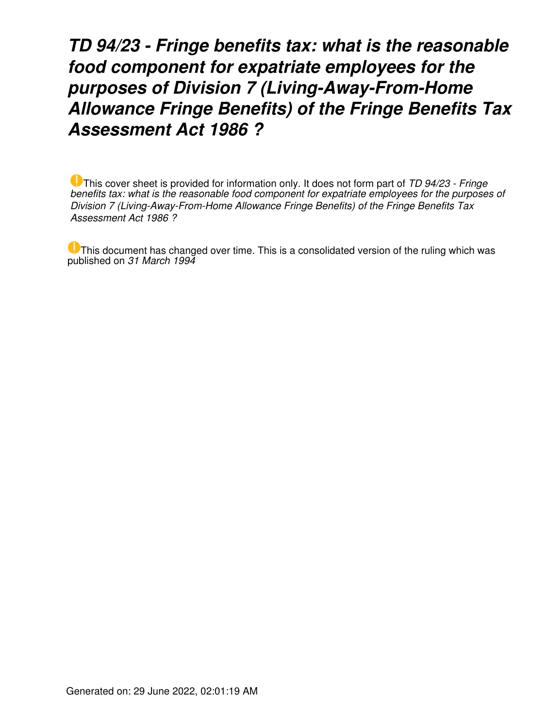# *TD 94/23 - Fringe benefits tax: what is the reasonable food component for expatriate employees for the purposes of Division 7 (Living-Away-From-Home Allowance Fringe Benefits) of the Fringe Benefits Tax Assessment Act 1986 ?*

This cover sheet is provided for information only. It does not form part of *TD 94/23 - Fringe benefits tax: what is the reasonable food component for expatriate employees for the purposes of Division 7 (Living-Away-From-Home Allowance Fringe Benefits) of the Fringe Benefits Tax Assessment Act 1986 ?*

This document has changed over time. This is a consolidated version of the ruling which was published on *31 March 1994*

Generated on: 29 June 2022, 02:01:19 AM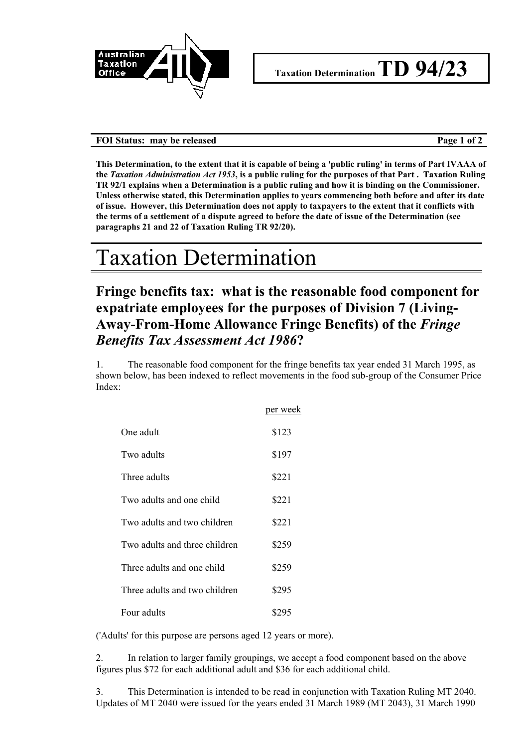**Taxation Determination TD 94/23**

**FOI Status: may be released**

**This Determination, to the extent that it is capable of being a 'public ruling' in terms of Part IVAAA of the *Taxation Administration Act 1953*, is a public ruling for the purposes of that Part . Taxation Ruling TR 92/1 explains when a Determination is a public ruling and how it is binding on the Commissioner. Unless otherwise stated, this Determination applies to years commencing both before and after its date of issue. However, this Determination does not apply to taxpayers to the extent that it conflicts with the terms of a settlement of a dispute agreed to before the date of issue of the Determination (see paragraphs 21 and 22 of Taxation Ruling TR 92/20).**

# Taxation Determination

## Fringe benefits tax: what is the reasonable food component for expatriate employees for the purposes of Division 7 (Living-Away-From-Home Allowance Fringe Benefits) of the *Fringe Benefits Tax Assessment Act 1986*?

1. The reasonable food component for the fringe benefits tax year ended 31 March 1995, as shown below, has been indexed to reflect movements in the food sub-group of the Consumer Price Index:

| | per week |
|---|---|
| One adult | $123 |
| Two adults | $197 |
| Three adults | $221 |
| Two adults and one child | $221 |
| Two adults and two children | $221 |
| Two adults and three children | $259 |
| Three adults and one child | $259 |
| Three adults and two children | $295 |
| Four adults | $295 |

('Adults' for this purpose are persons aged 12 years or more).

2. In relation to larger family groupings, we accept a food component based on the above figures plus $72 for each additional adult and $36 for each additional child.

3. This Determination is intended to be read in conjunction with Taxation Ruling MT 2040. Updates of MT 2040 were issued for the years ended 31 March 1989 (MT 2043), 31 March 1990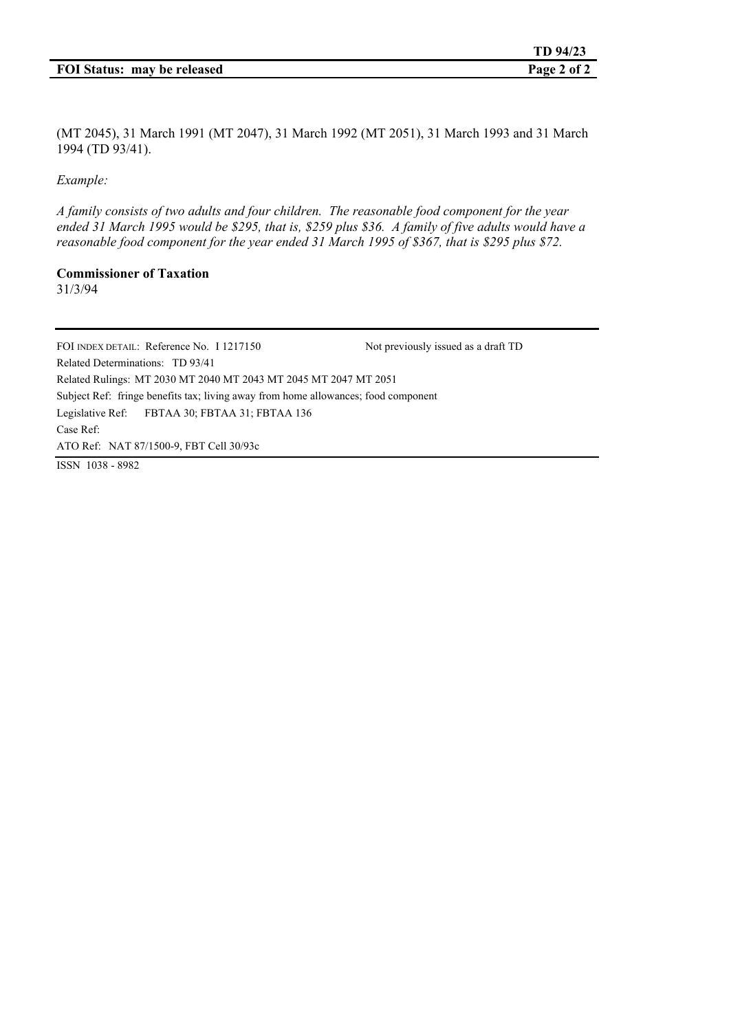(MT 2045), 31 March 1991 (MT 2047), 31 March 1992 (MT 2051), 31 March 1993 and 31 March 1994 (TD 93/41).

*Example:*

*A family consists of two adults and four children. The reasonable food component for the year ended 31 March 1995 would be $295, that is, $259 plus $36. A family of five adults would have a reasonable food component for the year ended 31 March 1995 of $367, that is $295 plus $72.*

**Commissioner of Taxation**
31/3/94

---

FOI INDEX DETAIL: Reference No. I 1217150 Not previously issued as a draft TD

Related Determinations: TD 93/41

Related Rulings: MT 2030 MT 2040 MT 2043 MT 2045 MT 2047 MT 2051

Subject Ref: fringe benefits tax; living away from home allowances; food component

Legislative Ref: FBTAA 30; FBTAA 31; FBTAA 136

Case Ref:

ATO Ref: NAT 87/1500-9, FBT Cell 30/93c

---

ISSN 1038 - 8982